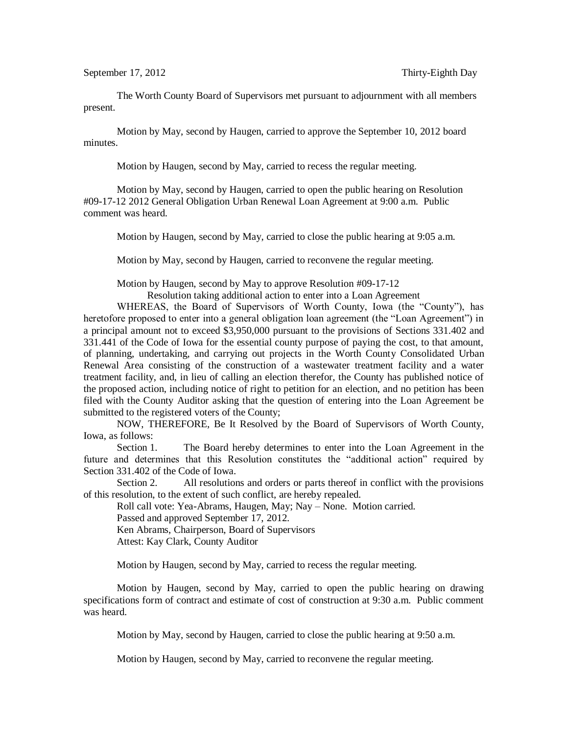September 17, 2012 Thirty-Eighth Day

The Worth County Board of Supervisors met pursuant to adjournment with all members present.

Motion by May, second by Haugen, carried to approve the September 10, 2012 board minutes.

Motion by Haugen, second by May, carried to recess the regular meeting.

Motion by May, second by Haugen, carried to open the public hearing on Resolution #09-17-12 2012 General Obligation Urban Renewal Loan Agreement at 9:00 a.m. Public comment was heard.

Motion by Haugen, second by May, carried to close the public hearing at 9:05 a.m.

Motion by May, second by Haugen, carried to reconvene the regular meeting.

Motion by Haugen, second by May to approve Resolution #09-17-12

Resolution taking additional action to enter into a Loan Agreement

WHEREAS, the Board of Supervisors of Worth County, Iowa (the "County"), has heretofore proposed to enter into a general obligation loan agreement (the "Loan Agreement") in a principal amount not to exceed $3,950,000 pursuant to the provisions of Sections 331.402 and 331.441 of the Code of Iowa for the essential county purpose of paying the cost, to that amount, of planning, undertaking, and carrying out projects in the Worth County Consolidated Urban Renewal Area consisting of the construction of a wastewater treatment facility and a water treatment facility, and, in lieu of calling an election therefor, the County has published notice of the proposed action, including notice of right to petition for an election, and no petition has been filed with the County Auditor asking that the question of entering into the Loan Agreement be submitted to the registered voters of the County;

NOW, THEREFORE, Be It Resolved by the Board of Supervisors of Worth County, Iowa, as follows:

Section 1. The Board hereby determines to enter into the Loan Agreement in the future and determines that this Resolution constitutes the "additional action" required by Section 331.402 of the Code of Iowa.

Section 2. All resolutions and orders or parts thereof in conflict with the provisions of this resolution, to the extent of such conflict, are hereby repealed.

Roll call vote: Yea-Abrams, Haugen, May; Nay – None. Motion carried.

Passed and approved September 17, 2012.

Ken Abrams, Chairperson, Board of Supervisors

Attest: Kay Clark, County Auditor

Motion by Haugen, second by May, carried to recess the regular meeting.

Motion by Haugen, second by May, carried to open the public hearing on drawing specifications form of contract and estimate of cost of construction at 9:30 a.m. Public comment was heard.

Motion by May, second by Haugen, carried to close the public hearing at 9:50 a.m.

Motion by Haugen, second by May, carried to reconvene the regular meeting.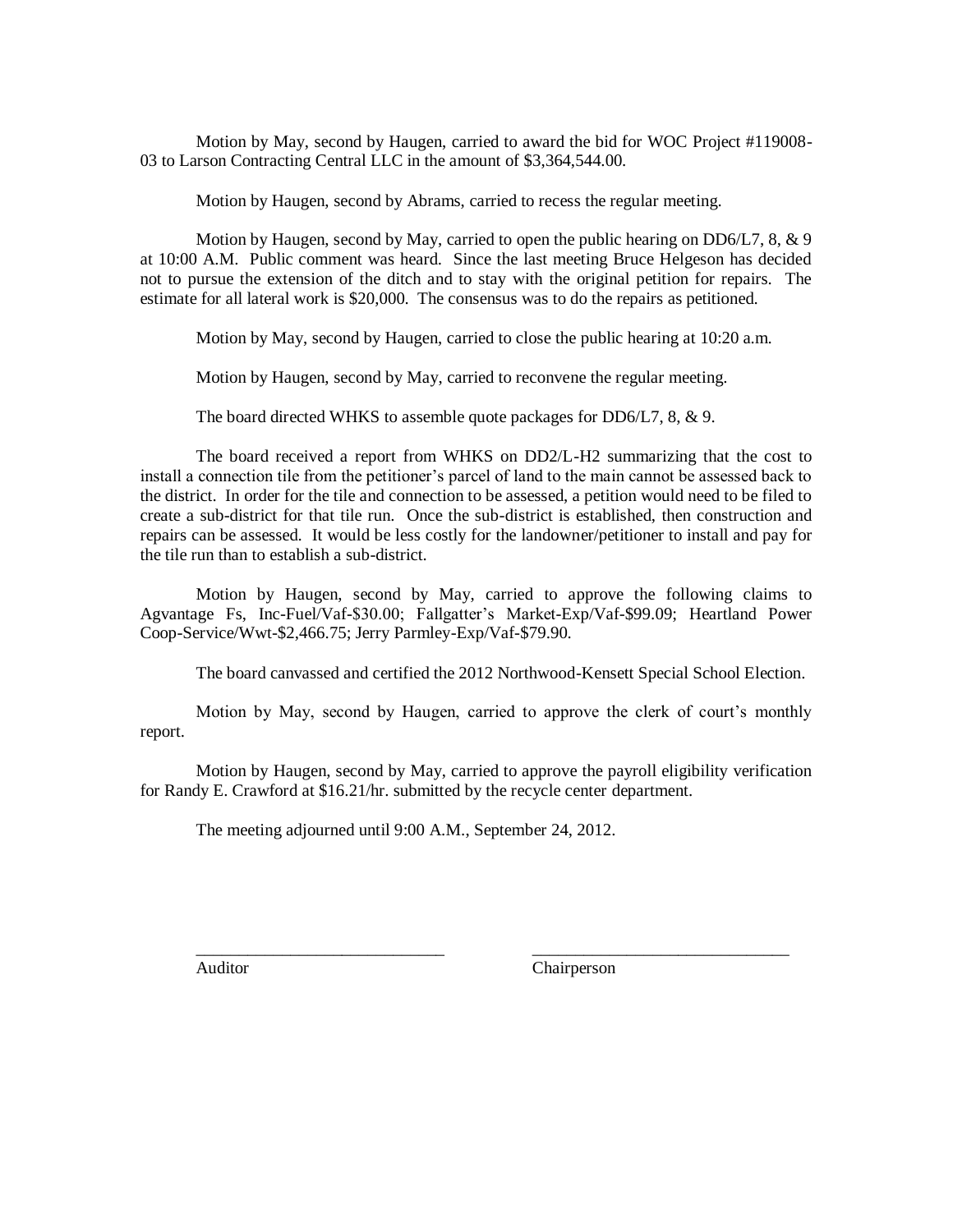Motion by May, second by Haugen, carried to award the bid for WOC Project #119008-03 to Larson Contracting Central LLC in the amount of $3,364,544.00.

Motion by Haugen, second by Abrams, carried to recess the regular meeting.

Motion by Haugen, second by May, carried to open the public hearing on DD6/L7, 8, & 9 at 10:00 A.M. Public comment was heard. Since the last meeting Bruce Helgeson has decided not to pursue the extension of the ditch and to stay with the original petition for repairs. The estimate for all lateral work is $20,000. The consensus was to do the repairs as petitioned.

Motion by May, second by Haugen, carried to close the public hearing at 10:20 a.m.

Motion by Haugen, second by May, carried to reconvene the regular meeting.

The board directed WHKS to assemble quote packages for DD6/L7, 8, & 9.

The board received a report from WHKS on DD2/L-H2 summarizing that the cost to install a connection tile from the petitioner's parcel of land to the main cannot be assessed back to the district. In order for the tile and connection to be assessed, a petition would need to be filed to create a sub-district for that tile run. Once the sub-district is established, then construction and repairs can be assessed. It would be less costly for the landowner/petitioner to install and pay for the tile run than to establish a sub-district.

Motion by Haugen, second by May, carried to approve the following claims to Agvantage Fs, Inc-Fuel/Vaf-$30.00; Fallgatter's Market-Exp/Vaf-$99.09; Heartland Power Coop-Service/Wwt-$2,466.75; Jerry Parmley-Exp/Vaf-$79.90.

The board canvassed and certified the 2012 Northwood-Kensett Special School Election.

Motion by May, second by Haugen, carried to approve the clerk of court's monthly report.

Motion by Haugen, second by May, carried to approve the payroll eligibility verification for Randy E. Crawford at $16.21/hr. submitted by the recycle center department.

The meeting adjourned until 9:00 A.M., September 24, 2012.

\_\_\_\_\_\_\_\_\_\_\_\_\_\_\_\_\_\_\_\_\_\_\_\_\_\_\_\_\_\_ \_\_\_\_\_\_\_\_\_\_\_\_\_\_\_\_\_\_\_\_\_\_\_\_\_\_\_\_\_\_

Auditor Chairperson